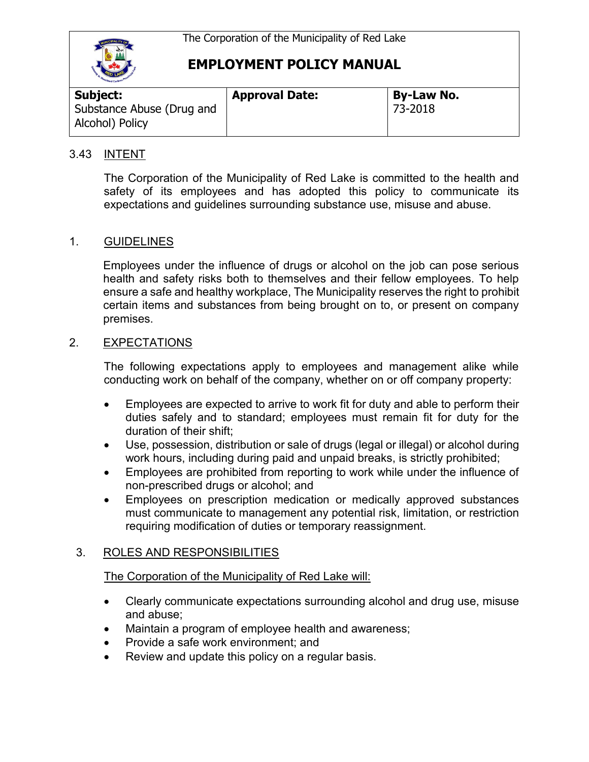The Corporation of the Municipality of Red Lake

# EMPLOYMENT POLICY MANUAL

| Subject: | Approval Date: | By-Law No. |
|---|---|---|
| Substance Abuse (Drug and Alcohol) Policy | | 73-2018 |

## 3.43 INTENT

The Corporation of the Municipality of Red Lake is committed to the health and safety of its employees and has adopted this policy to communicate its expectations and guidelines surrounding substance use, misuse and abuse.

## 1. GUIDELINES

Employees under the influence of drugs or alcohol on the job can pose serious health and safety risks both to themselves and their fellow employees. To help ensure a safe and healthy workplace, The Municipality reserves the right to prohibit certain items and substances from being brought on to, or present on company premises.

## 2. EXPECTATIONS

The following expectations apply to employees and management alike while conducting work on behalf of the company, whether on or off company property:

- Employees are expected to arrive to work fit for duty and able to perform their duties safely and to standard; employees must remain fit for duty for the duration of their shift;
- Use, possession, distribution or sale of drugs (legal or illegal) or alcohol during work hours, including during paid and unpaid breaks, is strictly prohibited;
- Employees are prohibited from reporting to work while under the influence of non-prescribed drugs or alcohol; and
- Employees on prescription medication or medically approved substances must communicate to management any potential risk, limitation, or restriction requiring modification of duties or temporary reassignment.

## 3. ROLES AND RESPONSIBILITIES

The Corporation of the Municipality of Red Lake will:

- Clearly communicate expectations surrounding alcohol and drug use, misuse and abuse;
- Maintain a program of employee health and awareness;
- Provide a safe work environment; and
- Review and update this policy on a regular basis.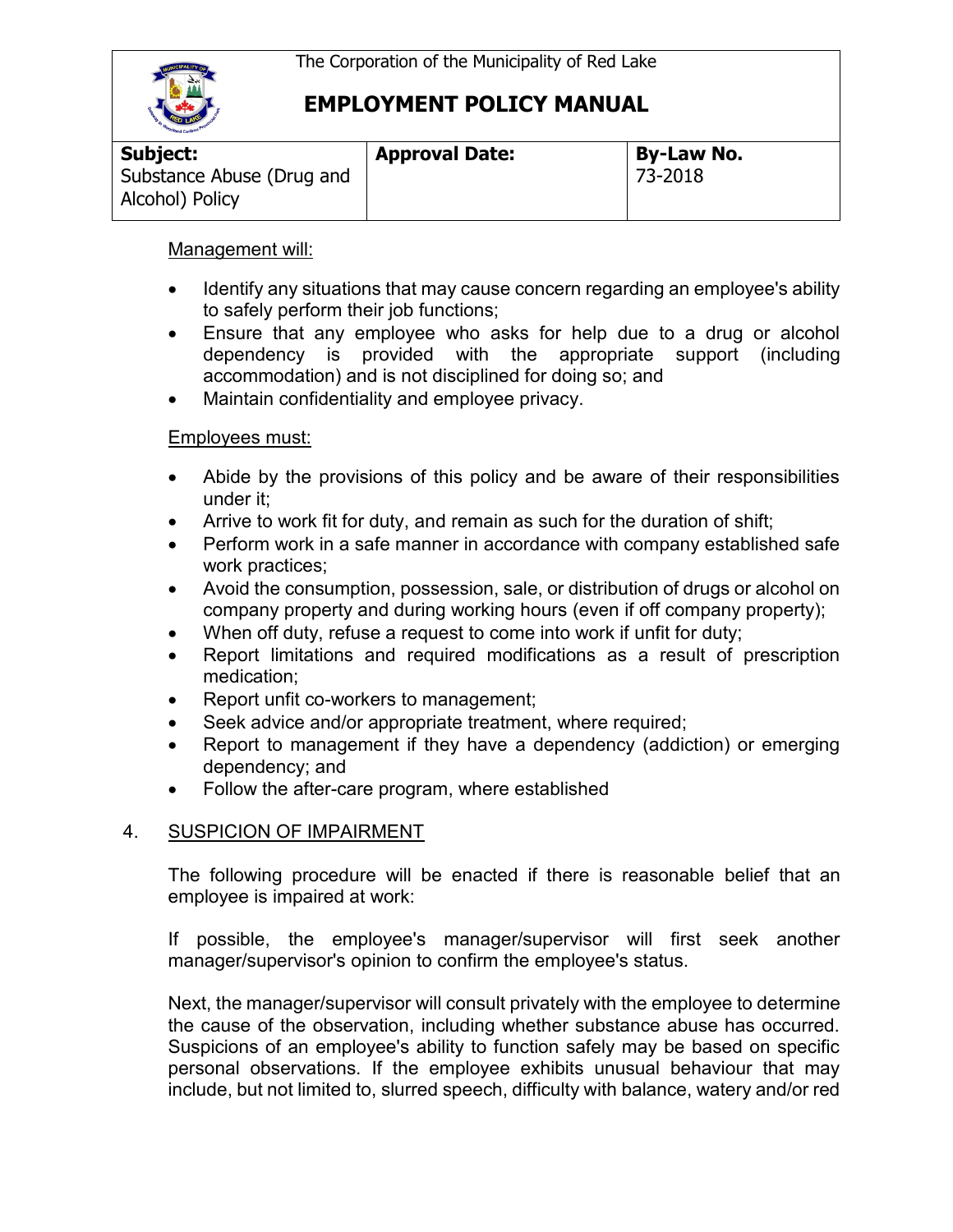Management will:

- Identify any situations that may cause concern regarding an employee's ability to safely perform their job functions;
- Ensure that any employee who asks for help due to a drug or alcohol dependency is provided with the appropriate support (including accommodation) and is not disciplined for doing so; and
- Maintain confidentiality and employee privacy.

Employees must:

- Abide by the provisions of this policy and be aware of their responsibilities under it;
- Arrive to work fit for duty, and remain as such for the duration of shift;
- Perform work in a safe manner in accordance with company established safe work practices;
- Avoid the consumption, possession, sale, or distribution of drugs or alcohol on company property and during working hours (even if off company property);
- When off duty, refuse a request to come into work if unfit for duty;
- Report limitations and required modifications as a result of prescription medication;
- Report unfit co-workers to management;
- Seek advice and/or appropriate treatment, where required;
- Report to management if they have a dependency (addiction) or emerging dependency; and
- Follow the after-care program, where established

## 4. SUSPICION OF IMPAIRMENT

The following procedure will be enacted if there is reasonable belief that an employee is impaired at work:

If possible, the employee's manager/supervisor will first seek another manager/supervisor's opinion to confirm the employee's status.

Next, the manager/supervisor will consult privately with the employee to determine the cause of the observation, including whether substance abuse has occurred. Suspicions of an employee's ability to function safely may be based on specific personal observations. If the employee exhibits unusual behaviour that may include, but not limited to, slurred speech, difficulty with balance, watery and/or red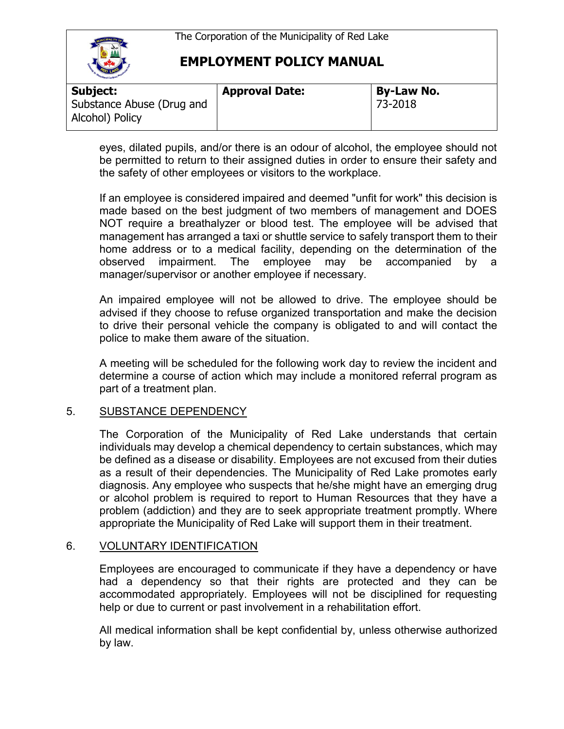eyes, dilated pupils, and/or there is an odour of alcohol, the employee should not be permitted to return to their assigned duties in order to ensure their safety and the safety of other employees or visitors to the workplace.

If an employee is considered impaired and deemed "unfit for work" this decision is made based on the best judgment of two members of management and DOES NOT require a breathalyzer or blood test. The employee will be advised that management has arranged a taxi or shuttle service to safely transport them to their home address or to a medical facility, depending on the determination of the observed impairment. The employee may be accompanied by a manager/supervisor or another employee if necessary.

An impaired employee will not be allowed to drive. The employee should be advised if they choose to refuse organized transportation and make the decision to drive their personal vehicle the company is obligated to and will contact the police to make them aware of the situation.

A meeting will be scheduled for the following work day to review the incident and determine a course of action which may include a monitored referral program as part of a treatment plan.

## 5. SUBSTANCE DEPENDENCY

The Corporation of the Municipality of Red Lake understands that certain individuals may develop a chemical dependency to certain substances, which may be defined as a disease or disability. Employees are not excused from their duties as a result of their dependencies. The Municipality of Red Lake promotes early diagnosis. Any employee who suspects that he/she might have an emerging drug or alcohol problem is required to report to Human Resources that they have a problem (addiction) and they are to seek appropriate treatment promptly. Where appropriate the Municipality of Red Lake will support them in their treatment.

## 6. VOLUNTARY IDENTIFICATION

Employees are encouraged to communicate if they have a dependency or have had a dependency so that their rights are protected and they can be accommodated appropriately. Employees will not be disciplined for requesting help or due to current or past involvement in a rehabilitation effort.

All medical information shall be kept confidential by, unless otherwise authorized by law.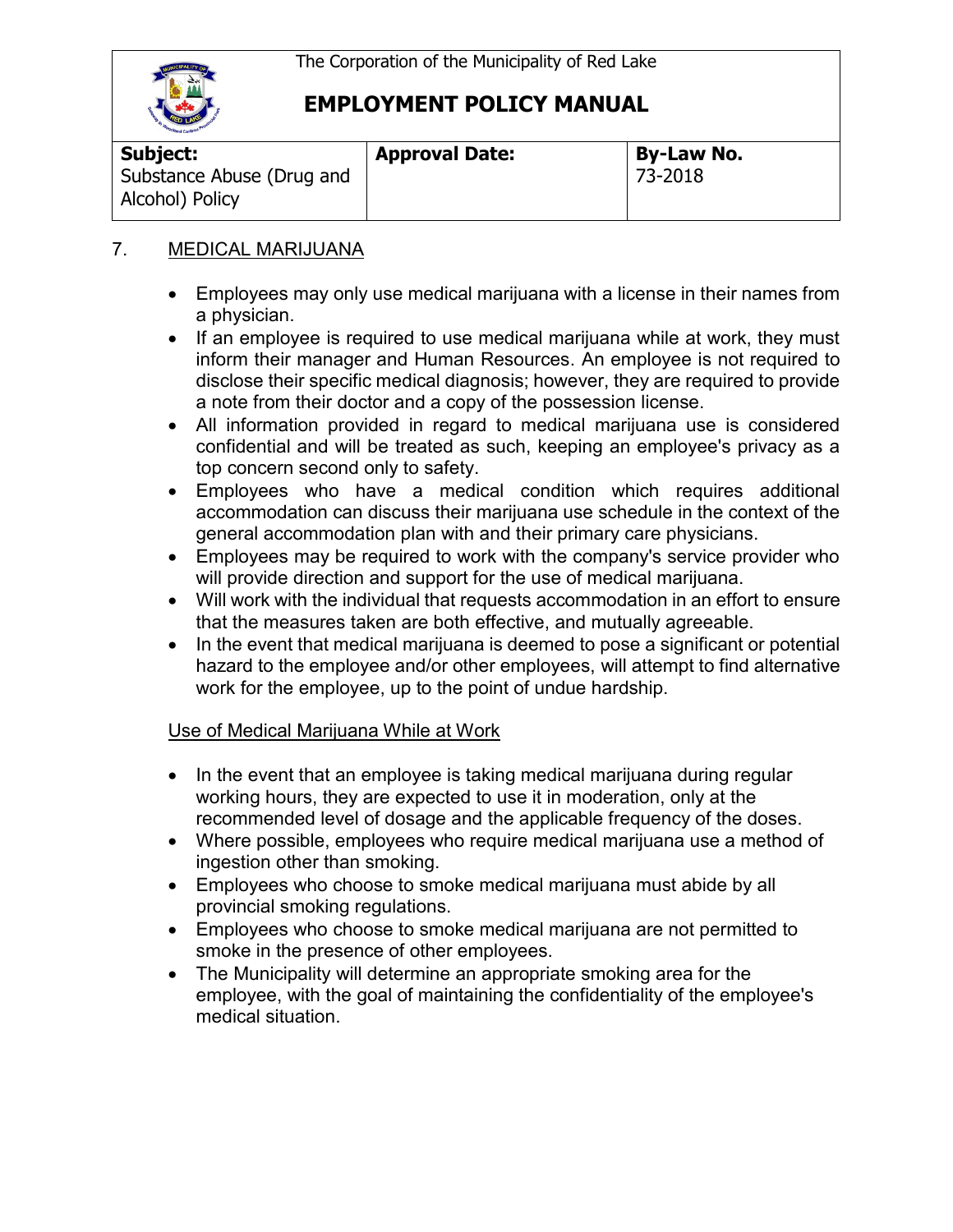## 7. MEDICAL MARIJUANA

- Employees may only use medical marijuana with a license in their names from a physician.
- If an employee is required to use medical marijuana while at work, they must inform their manager and Human Resources. An employee is not required to disclose their specific medical diagnosis; however, they are required to provide a note from their doctor and a copy of the possession license.
- All information provided in regard to medical marijuana use is considered confidential and will be treated as such, keeping an employee's privacy as a top concern second only to safety.
- Employees who have a medical condition which requires additional accommodation can discuss their marijuana use schedule in the context of the general accommodation plan with and their primary care physicians.
- Employees may be required to work with the company's service provider who will provide direction and support for the use of medical marijuana.
- Will work with the individual that requests accommodation in an effort to ensure that the measures taken are both effective, and mutually agreeable.
- In the event that medical marijuana is deemed to pose a significant or potential hazard to the employee and/or other employees, will attempt to find alternative work for the employee, up to the point of undue hardship.

### Use of Medical Marijuana While at Work

- In the event that an employee is taking medical marijuana during regular working hours, they are expected to use it in moderation, only at the recommended level of dosage and the applicable frequency of the doses.
- Where possible, employees who require medical marijuana use a method of ingestion other than smoking.
- Employees who choose to smoke medical marijuana must abide by all provincial smoking regulations.
- Employees who choose to smoke medical marijuana are not permitted to smoke in the presence of other employees.
- The Municipality will determine an appropriate smoking area for the employee, with the goal of maintaining the confidentiality of the employee's medical situation.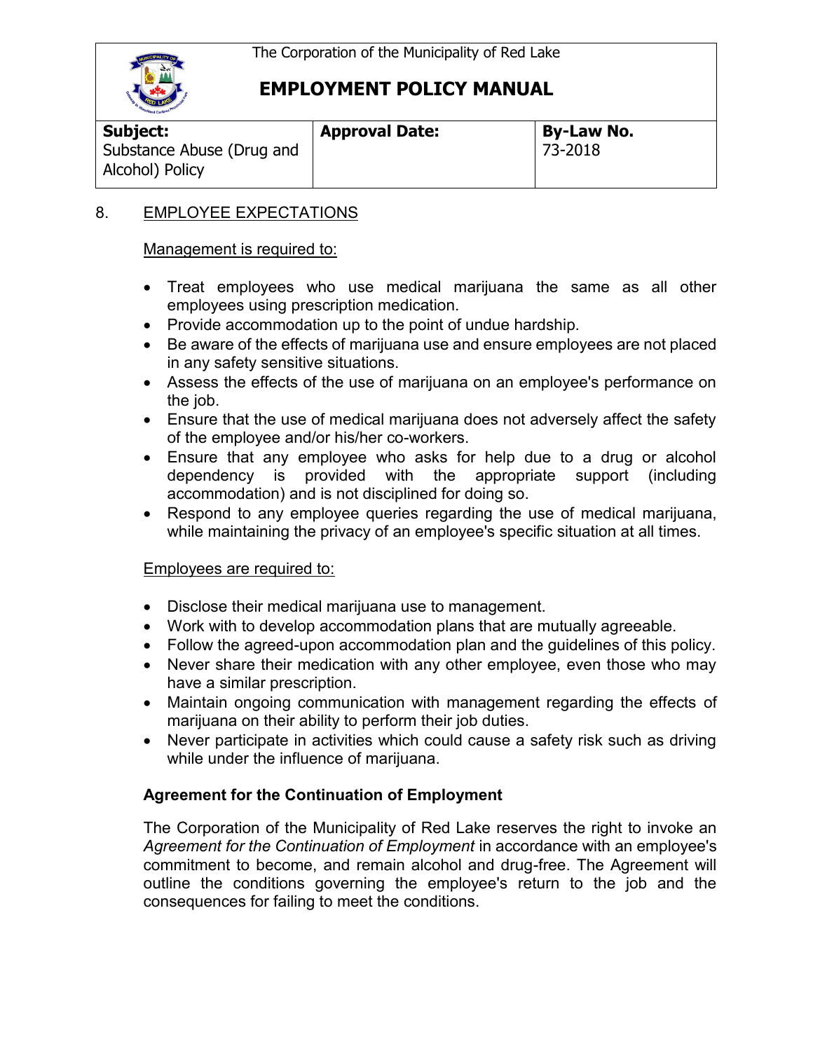## 8. EMPLOYEE EXPECTATIONS

Management is required to:

- Treat employees who use medical marijuana the same as all other employees using prescription medication.
- Provide accommodation up to the point of undue hardship.
- Be aware of the effects of marijuana use and ensure employees are not placed in any safety sensitive situations.
- Assess the effects of the use of marijuana on an employee's performance on the job.
- Ensure that the use of medical marijuana does not adversely affect the safety of the employee and/or his/her co-workers.
- Ensure that any employee who asks for help due to a drug or alcohol dependency is provided with the appropriate support (including accommodation) and is not disciplined for doing so.
- Respond to any employee queries regarding the use of medical marijuana, while maintaining the privacy of an employee's specific situation at all times.

Employees are required to:

- Disclose their medical marijuana use to management.
- Work with to develop accommodation plans that are mutually agreeable.
- Follow the agreed-upon accommodation plan and the guidelines of this policy.
- Never share their medication with any other employee, even those who may have a similar prescription.
- Maintain ongoing communication with management regarding the effects of marijuana on their ability to perform their job duties.
- Never participate in activities which could cause a safety risk such as driving while under the influence of marijuana.

**Agreement for the Continuation of Employment**

The Corporation of the Municipality of Red Lake reserves the right to invoke an *Agreement for the Continuation of Employment* in accordance with an employee's commitment to become, and remain alcohol and drug-free. The Agreement will outline the conditions governing the employee's return to the job and the consequences for failing to meet the conditions.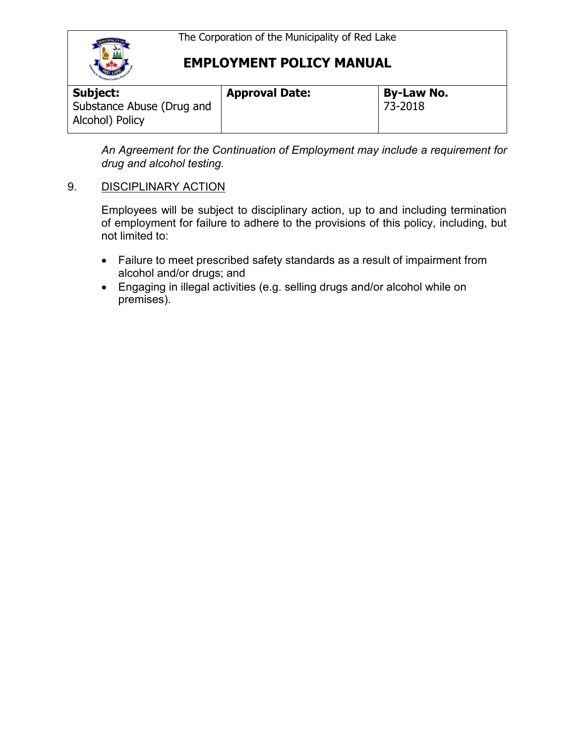*An Agreement for the Continuation of Employment may include a requirement for drug and alcohol testing.*

## 9. DISCIPLINARY ACTION

Employees will be subject to disciplinary action, up to and including termination of employment for failure to adhere to the provisions of this policy, including, but not limited to:

- Failure to meet prescribed safety standards as a result of impairment from alcohol and/or drugs; and
- Engaging in illegal activities (e.g. selling drugs and/or alcohol while on premises).